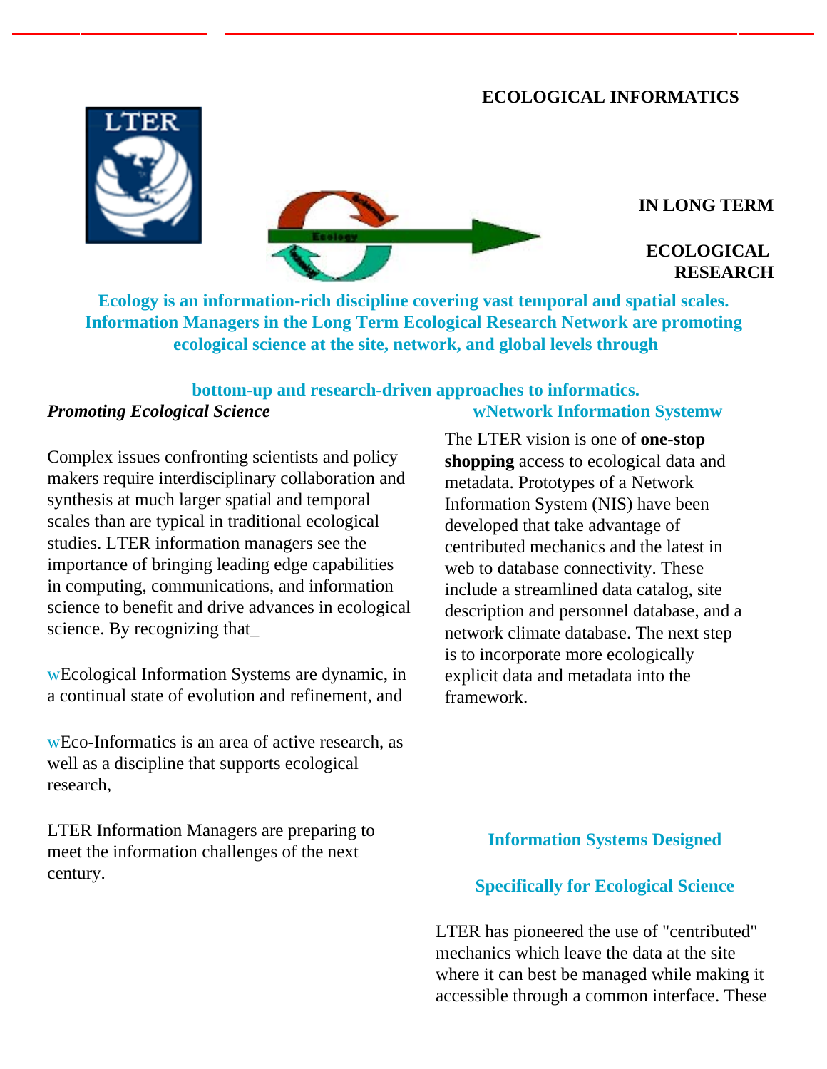# ECOLOGICAL INFORMATICS

# IN LONG TERM

# ECOLOGICAL RESEARCH

**Ecology is an information-rich discipline covering vast temporal and spatial scales. Information Managers in the Long Term Ecological Research Network are promoting ecological science at the site, network, and global levels through**

**bottom-up and research-driven approaches to informatics.**

### *Promoting Ecological Science*

Complex issues confronting scientists and policy makers require interdisciplinary collaboration and synthesis at much larger spatial and temporal scales than are typical in traditional ecological studies. LTER information managers see the importance of bringing leading edge capabilities in computing, communications, and information science to benefit and drive advances in ecological science. By recognizing that_

wEcological Information Systems are dynamic, in a continual state of evolution and refinement, and

wEco-Informatics is an area of active research, as well as a discipline that supports ecological research,

LTER Information Managers are preparing to meet the information challenges of the next century.

### wNetwork Information Systemw

The LTER vision is one of **one-stop shopping** access to ecological data and metadata. Prototypes of a Network Information System (NIS) have been developed that take advantage of centributed mechanics and the latest in web to database connectivity. These include a streamlined data catalog, site description and personnel database, and a network climate database. The next step is to incorporate more ecologically explicit data and metadata into the framework.

### Information Systems Designed

### Specifically for Ecological Science

LTER has pioneered the use of "centributed" mechanics which leave the data at the site where it can best be managed while making it accessible through a common interface. These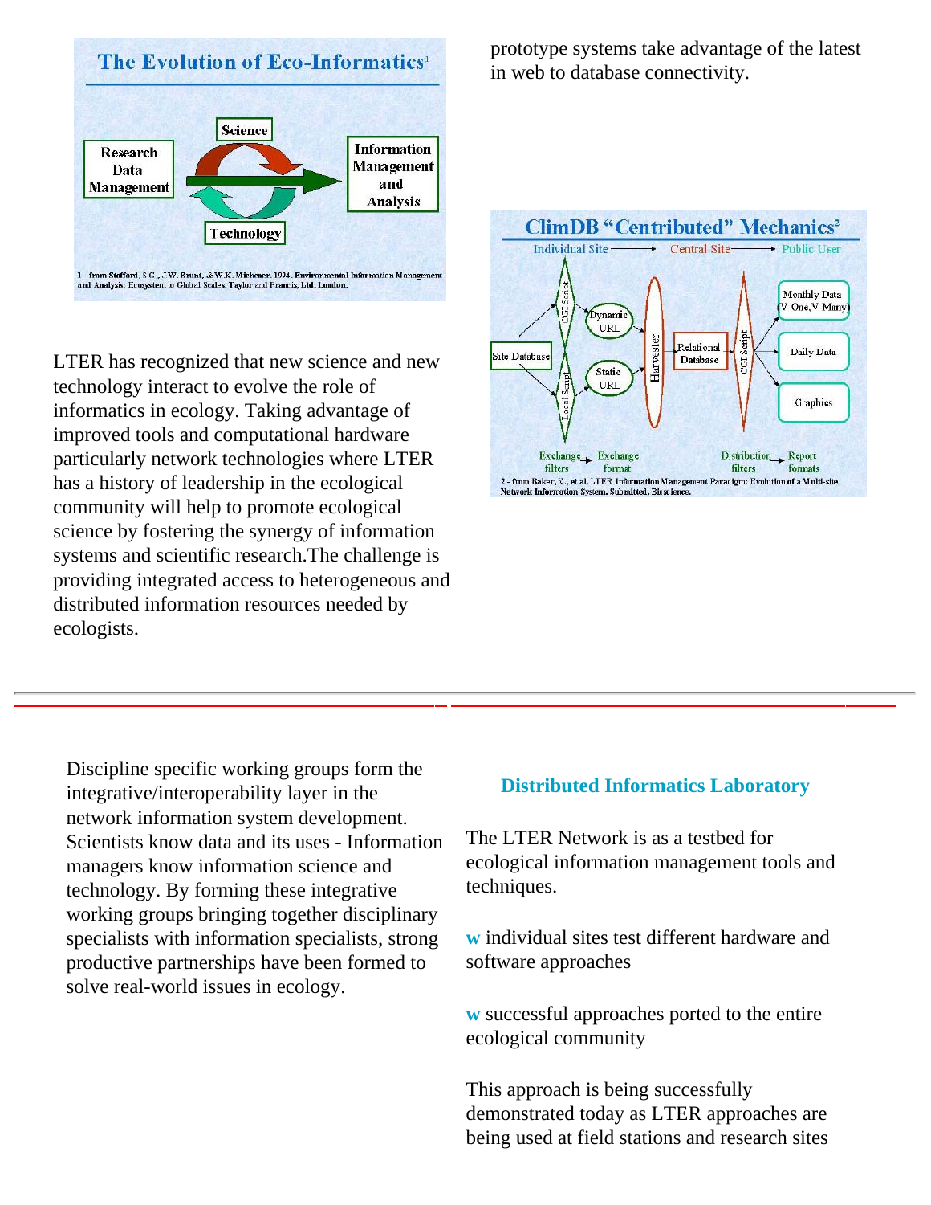prototype systems take advantage of the latest in web to database connectivity.

LTER has recognized that new science and new technology interact to evolve the role of informatics in ecology. Taking advantage of improved tools and computational hardware particularly network technologies where LTER has a history of leadership in the ecological community will help to promote ecological science by fostering the synergy of information systems and scientific research.The challenge is providing integrated access to heterogeneous and distributed information resources needed by ecologists.

---

Discipline specific working groups form the integrative/interoperability layer in the network information system development. Scientists know data and its uses - Information managers know information science and technology. By forming these integrative working groups bringing together disciplinary specialists with information specialists, strong productive partnerships have been formed to solve real-world issues in ecology.

### Distributed Informatics Laboratory

The LTER Network is as a testbed for ecological information management tools and techniques.

- individual sites test different hardware and software approaches
- successful approaches ported to the entire ecological community

This approach is being successfully demonstrated today as LTER approaches are being used at field stations and research sites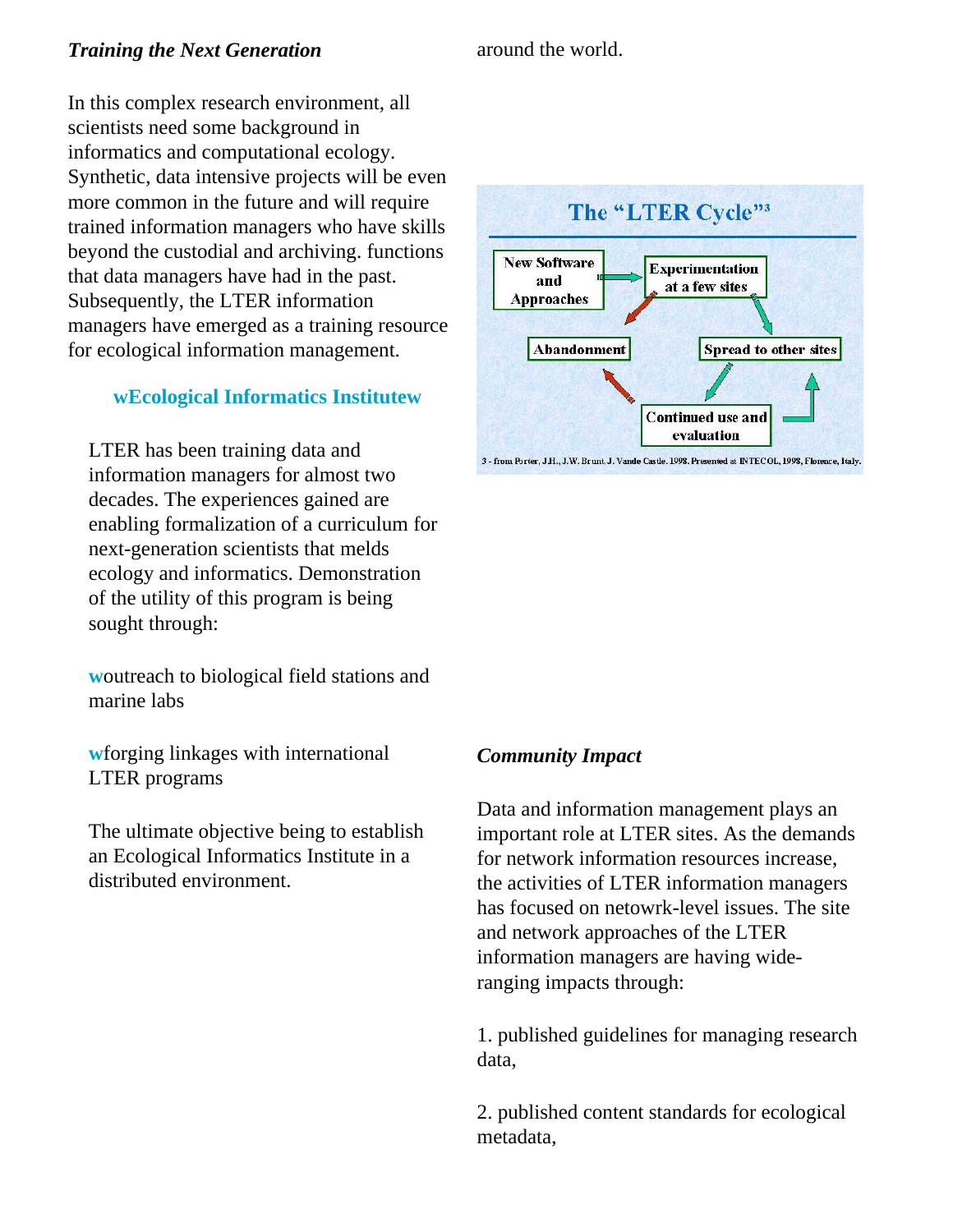### *Training the Next Generation*

In this complex research environment, all scientists need some background in informatics and computational ecology. Synthetic, data intensive projects will be even more common in the future and will require trained information managers who have skills beyond the custodial and archiving. functions that data managers have had in the past. Subsequently, the LTER information managers have emerged as a training resource for ecological information management.

#### wEcological Informatics Institutew

LTER has been training data and information managers for almost two decades. The experiences gained are enabling formalization of a curriculum for next-generation scientists that melds ecology and informatics. Demonstration of the utility of this program is being sought through:

woutreach to biological field stations and marine labs

wforging linkages with international LTER programs

The ultimate objective being to establish an Ecological Informatics Institute in a distributed environment.

around the world.

The "LTER Cycle"[3]

New Software and Approaches → Experimentation at a few sites → Spread to other sites → Continued use and evaluation → Abandonment

3 - from Porter, J.H., J.W. Brunt, J. Vande Castle. 1998. Presented at INTECOL, 1998, Florence, Italy.

### *Community Impact*

Data and information management plays an important role at LTER sites. As the demands for network information resources increase, the activities of LTER information managers has focused on netowrk-level issues. The site and network approaches of the LTER information managers are having wide-ranging impacts through:

1. published guidelines for managing research data,

2. published content standards for ecological metadata,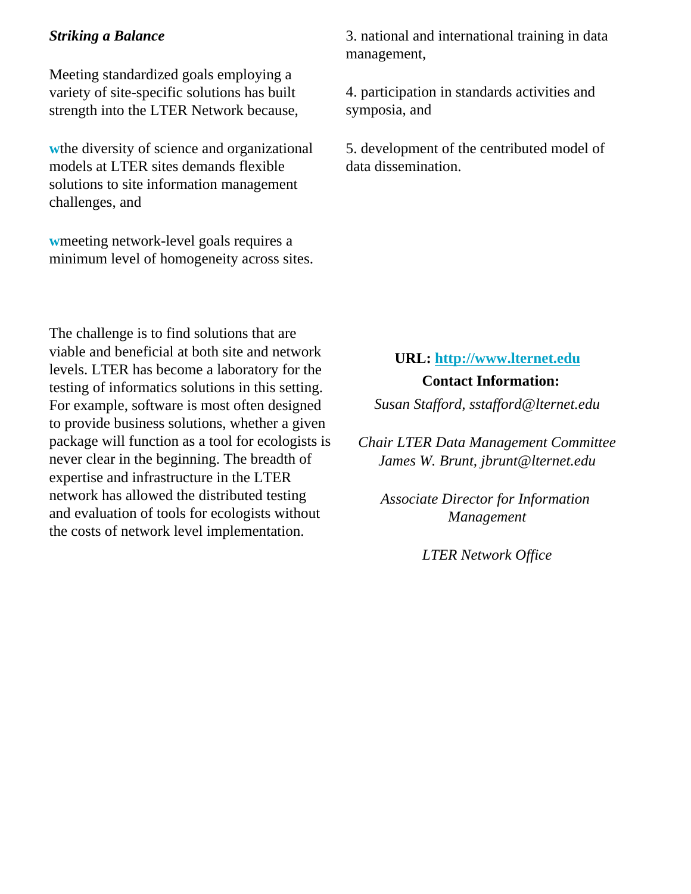***Striking a Balance***

Meeting standardized goals employing a variety of site-specific solutions has built strength into the LTER Network because,

- the diversity of science and organizational models at LTER sites demands flexible solutions to site information management challenges, and

- meeting network-level goals requires a minimum level of homogeneity across sites.

The challenge is to find solutions that are viable and beneficial at both site and network levels. LTER has become a laboratory for the testing of informatics solutions in this setting. For example, software is most often designed to provide business solutions, whether a given package will function as a tool for ecologists is never clear in the beginning. The breadth of expertise and infrastructure in the LTER network has allowed the distributed testing and evaluation of tools for ecologists without the costs of network level implementation.

3. national and international training in data management,

4. participation in standards activities and symposia, and

5. development of the centributed model of data dissemination.

**URL: [http://www.lternet.edu](http://www.lternet.edu)**

**Contact Information:**

*Susan Stafford, sstafford@lternet.edu*

*Chair LTER Data Management Committee*
*James W. Brunt, jbrunt@lternet.edu*

*Associate Director for Information Management*

*LTER Network Office*